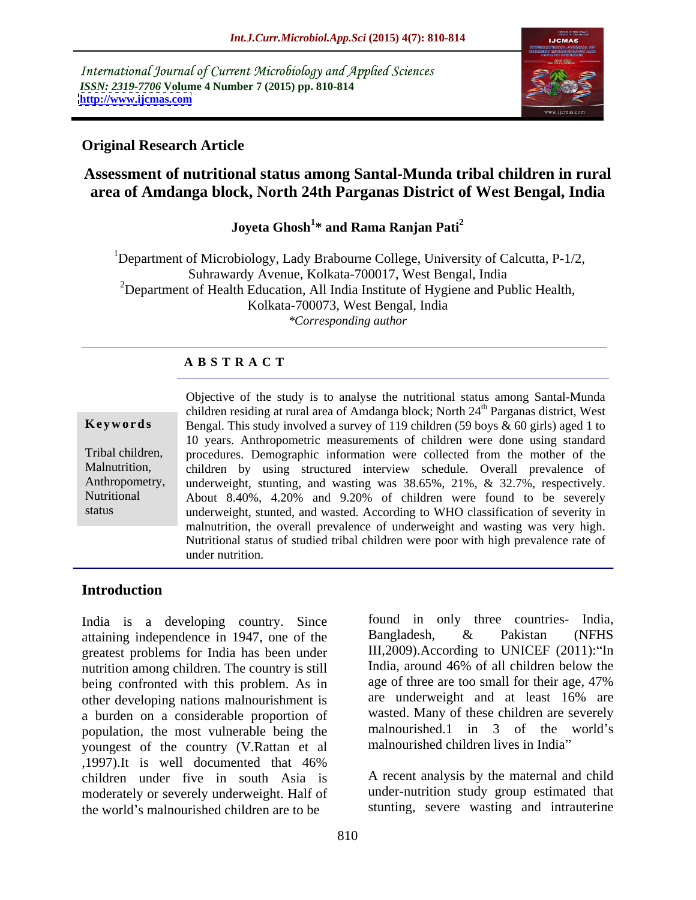International Journal of Current Microbiology and Applied Sciences
*ISSN: 2319-7706* **Volume 4 Number 7 (2015) pp. 810-814**
**http://www.ijcmas.com**

**Original Research Article**

# Assessment of nutritional status among Santal-Munda tribal children in rural area of Amdanga block, North 24th Parganas District of West Bengal, India

**Joyeta Ghosh[1]* and Rama Ranjan Pati[2]**

[1]Department of Microbiology, Lady Brabourne College, University of Calcutta, P-1/2, Suhrawardy Avenue, Kolkata-700017, West Bengal, India
[2]Department of Health Education, All India Institute of Hygiene and Public Health, Kolkata-700073, West Bengal, India
*\*Corresponding author*

## A B S T R A C T

**Keywords**

Tribal children, Malnutrition, Anthropometry, Nutritional status

Objective of the study is to analyse the nutritional status among Santal-Munda children residing at rural area of Amdanga block; North 24th Parganas district, West Bengal. This study involved a survey of 119 children (59 boys & 60 girls) aged 1 to 10 years. Anthropometric measurements of children were done using standard procedures. Demographic information were collected from the mother of the children by using structured interview schedule. Overall prevalence of underweight, stunting, and wasting was 38.65%, 21%, & 32.7%, respectively. About 8.40%, 4.20% and 9.20% of children were found to be severely underweight, stunted, and wasted. According to WHO classification of severity in malnutrition, the overall prevalence of underweight and wasting was very high. Nutritional status of studied tribal children were poor with high prevalence rate of under nutrition.

## Introduction

India is a developing country. Since attaining independence in 1947, one of the greatest problems for India has been under nutrition among children. The country is still being confronted with this problem. As in other developing nations malnourishment is a burden on a considerable proportion of population, the most vulnerable being the youngest of the country (V.Rattan et al ,1997).It is well documented that 46% children under five in south Asia is moderately or severely underweight. Half of the world's malnourished children are to be found in only three countries- India, Bangladesh, & Pakistan (NFHS III,2009).According to UNICEF (2011):"In India, around 46% of all children below the age of three are too small for their age, 47% are underweight and at least 16% are wasted. Many of these children are severely malnourished.1 in 3 of the world's malnourished children lives in India"

A recent analysis by the maternal and child under-nutrition study group estimated that stunting, severe wasting and intrauterine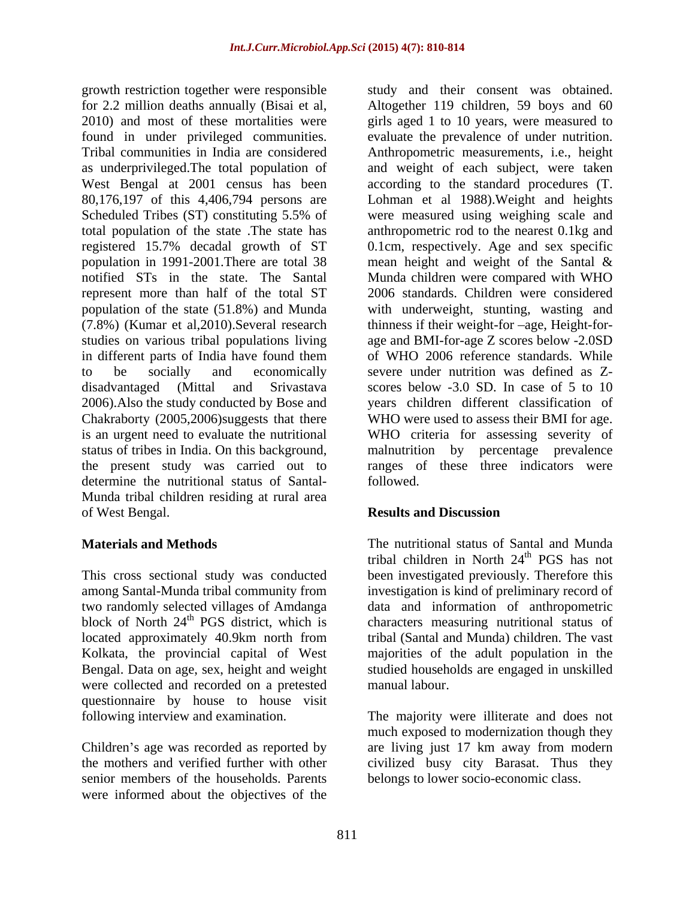growth restriction together were responsible for 2.2 million deaths annually (Bisai et al, 2010) and most of these mortalities were found in under privileged communities. Tribal communities in India are considered as underprivileged.The total population of West Bengal at 2001 census has been 80,176,197 of this 4,406,794 persons are Scheduled Tribes (ST) constituting 5.5% of total population of the state .The state has registered 15.7% decadal growth of ST population in 1991-2001.There are total 38 notified STs in the state. The Santal represent more than half of the total ST population of the state (51.8%) and Munda (7.8%) (Kumar et al,2010).Several research studies on various tribal populations living in different parts of India have found them to be socially and economically disadvantaged (Mittal and Srivastava 2006).Also the study conducted by Bose and Chakraborty (2005,2006)suggests that there is an urgent need to evaluate the nutritional status of tribes in India. On this background, the present study was carried out to determine the nutritional status of Santal-Munda tribal children residing at rural area of West Bengal.

## Materials and Methods

This cross sectional study was conducted among Santal-Munda tribal community from two randomly selected villages of Amdanga block of North 24$^{th}$ PGS district, which is located approximately 40.9km north from Kolkata, the provincial capital of West Bengal. Data on age, sex, height and weight were collected and recorded on a pretested questionnaire by house to house visit following interview and examination.

Children's age was recorded as reported by the mothers and verified further with other senior members of the households. Parents were informed about the objectives of the study and their consent was obtained. Altogether 119 children, 59 boys and 60 girls aged 1 to 10 years, were measured to evaluate the prevalence of under nutrition. Anthropometric measurements, i.e., height and weight of each subject, were taken according to the standard procedures (T. Lohman et al 1988).Weight and heights were measured using weighing scale and anthropometric rod to the nearest 0.1kg and 0.1cm, respectively. Age and sex specific mean height and weight of the Santal & Munda children were compared with WHO 2006 standards. Children were considered with underweight, stunting, wasting and thinness if their weight-for –age, Height-for-age and BMI-for-age Z scores below -2.0SD of WHO 2006 reference standards. While severe under nutrition was defined as Z-scores below -3.0 SD. In case of 5 to 10 years children different classification of WHO were used to assess their BMI for age. WHO criteria for assessing severity of malnutrition by percentage prevalence ranges of these three indicators were followed.

## Results and Discussion

The nutritional status of Santal and Munda tribal children in North 24$^{th}$ PGS has not been investigated previously. Therefore this investigation is kind of preliminary record of data and information of anthropometric characters measuring nutritional status of tribal (Santal and Munda) children. The vast majorities of the adult population in the studied households are engaged in unskilled manual labour.

The majority were illiterate and does not much exposed to modernization though they are living just 17 km away from modern civilized busy city Barasat. Thus they belongs to lower socio-economic class.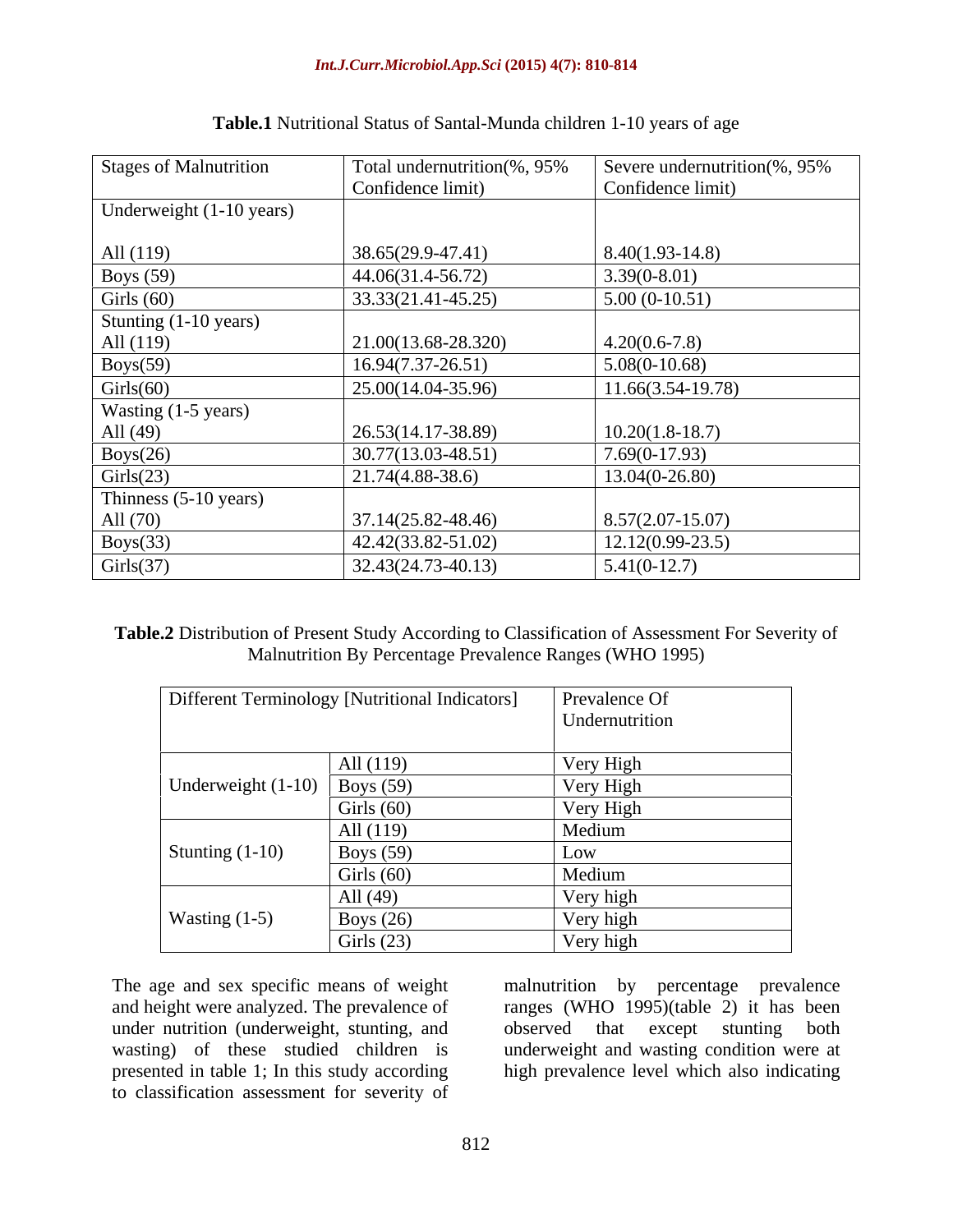**Table.1** Nutritional Status of Santal-Munda children 1-10 years of age

| Stages of Malnutrition | Total undernutrition(%, 95% Confidence limit) | Severe undernutrition(%, 95% Confidence limit) |
|---|---|---|
| Underweight (1-10 years) | | |
| All (119) | 38.65(29.9-47.41) | 8.40(1.93-14.8) |
| Boys (59) | 44.06(31.4-56.72) | 3.39(0-8.01) |
| Girls (60) | 33.33(21.41-45.25) | 5.00 (0-10.51) |
| Stunting (1-10 years) | | |
| All (119) | 21.00(13.68-28.320) | 4.20(0.6-7.8) |
| Boys(59) | 16.94(7.37-26.51) | 5.08(0-10.68) |
| Girls(60) | 25.00(14.04-35.96) | 11.66(3.54-19.78) |
| Wasting (1-5 years) | | |
| All (49) | 26.53(14.17-38.89) | 10.20(1.8-18.7) |
| Boys(26) | 30.77(13.03-48.51) | 7.69(0-17.93) |
| Girls(23) | 21.74(4.88-38.6) | 13.04(0-26.80) |
| Thinness (5-10 years) | | |
| All (70) | 37.14(25.82-48.46) | 8.57(2.07-15.07) |
| Boys(33) | 42.42(33.82-51.02) | 12.12(0.99-23.5) |
| Girls(37) | 32.43(24.73-40.13) | 5.41(0-12.7) |

**Table.2** Distribution of Present Study According to Classification of Assessment For Severity of Malnutrition By Percentage Prevalence Ranges (WHO 1995)

| Different Terminology [Nutritional Indicators] | | Prevalence Of Undernutrition |
|---|---|---|
| Underweight (1-10) | All (119) | Very High |
| | Boys (59) | Very High |
| | Girls (60) | Very High |
| Stunting (1-10) | All (119) | Medium |
| | Boys (59) | Low |
| | Girls (60) | Medium |
| Wasting (1-5) | All (49) | Very high |
| | Boys (26) | Very high |
| | Girls (23) | Very high |

The age and sex specific means of weight and height were analyzed. The prevalence of under nutrition (underweight, stunting, and wasting) of these studied children is presented in table 1; In this study according to classification assessment for severity of malnutrition by percentage prevalence ranges (WHO 1995)(table 2) it has been observed that except stunting both underweight and wasting condition were at high prevalence level which also indicating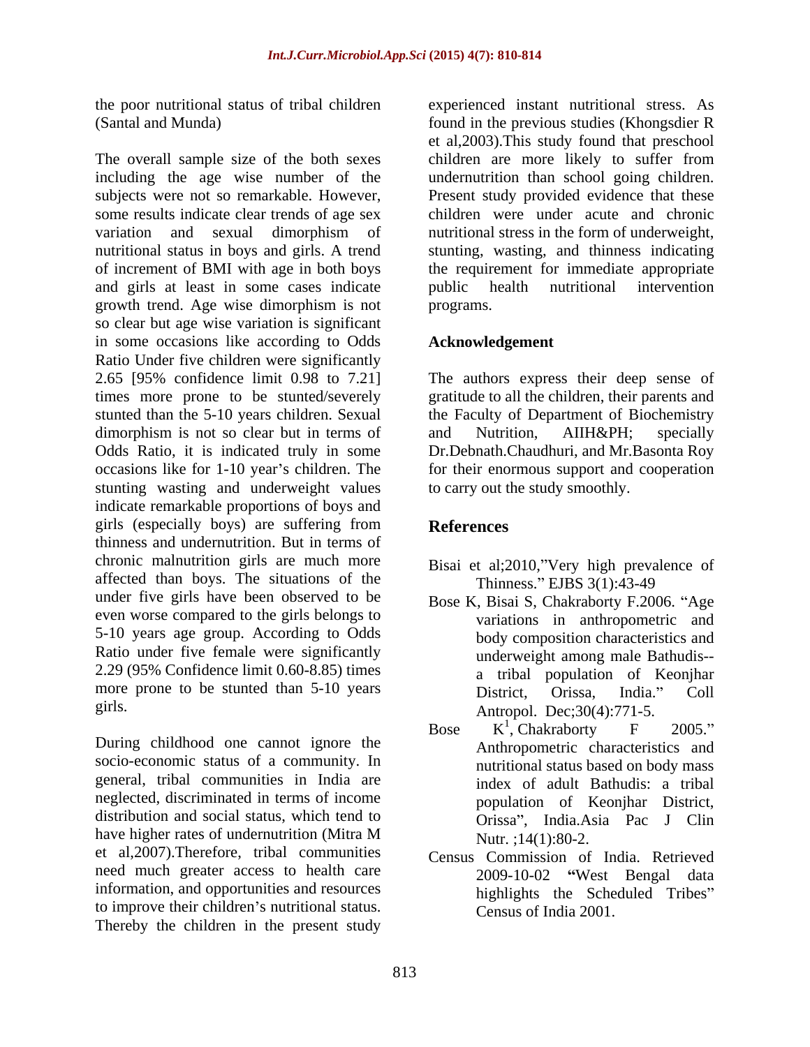the poor nutritional status of tribal children (Santal and Munda)

The overall sample size of the both sexes including the age wise number of the subjects were not so remarkable. However, some results indicate clear trends of age sex variation and sexual dimorphism of nutritional status in boys and girls. A trend of increment of BMI with age in both boys and girls at least in some cases indicate growth trend. Age wise dimorphism is not so clear but age wise variation is significant in some occasions like according to Odds Ratio Under five children were significantly 2.65 [95% confidence limit 0.98 to 7.21] times more prone to be stunted/severely stunted than the 5-10 years children. Sexual dimorphism is not so clear but in terms of Odds Ratio, it is indicated truly in some occasions like for 1-10 year's children. The stunting wasting and underweight values indicate remarkable proportions of boys and girls (especially boys) are suffering from thinness and undernutrition. But in terms of chronic malnutrition girls are much more affected than boys. The situations of the under five girls have been observed to be even worse compared to the girls belongs to 5-10 years age group. According to Odds Ratio under five female were significantly 2.29 (95% Confidence limit 0.60-8.85) times more prone to be stunted than 5-10 years girls.

During childhood one cannot ignore the socio-economic status of a community. In general, tribal communities in India are neglected, discriminated in terms of income distribution and social status, which tend to have higher rates of undernutrition (Mitra M et al,2007).Therefore, tribal communities need much greater access to health care information, and opportunities and resources to improve their children's nutritional status. Thereby the children in the present study experienced instant nutritional stress. As found in the previous studies (Khongsdier R et al,2003).This study found that preschool children are more likely to suffer from undernutrition than school going children. Present study provided evidence that these children were under acute and chronic nutritional stress in the form of underweight, stunting, wasting, and thinness indicating the requirement for immediate appropriate public health nutritional intervention programs.

## Acknowledgement

The authors express their deep sense of gratitude to all the children, their parents and the Faculty of Department of Biochemistry and Nutrition, AIIH&PH; specially Dr.Debnath.Chaudhuri, and Mr.Basonta Roy for their enormous support and cooperation to carry out the study smoothly.

## References

Bisai et al;2010,"Very high prevalence of Thinness." EJBS 3(1):43-49

Bose K, Bisai S, Chakraborty F.2006. "Age variations in anthropometric and body composition characteristics and underweight among male Bathudis--a tribal population of Keonjhar District, Orissa, India." Coll Antropol. Dec;30(4):771-5.

Bose K[1], Chakraborty F 2005." Anthropometric characteristics and nutritional status based on body mass index of adult Bathudis: a tribal population of Keonjhar District, Orissa", India.Asia Pac J Clin Nutr. ;14(1):80-2.

Census Commission of India. Retrieved 2009-10-02 "West Bengal data highlights the Scheduled Tribes" Census of India 2001.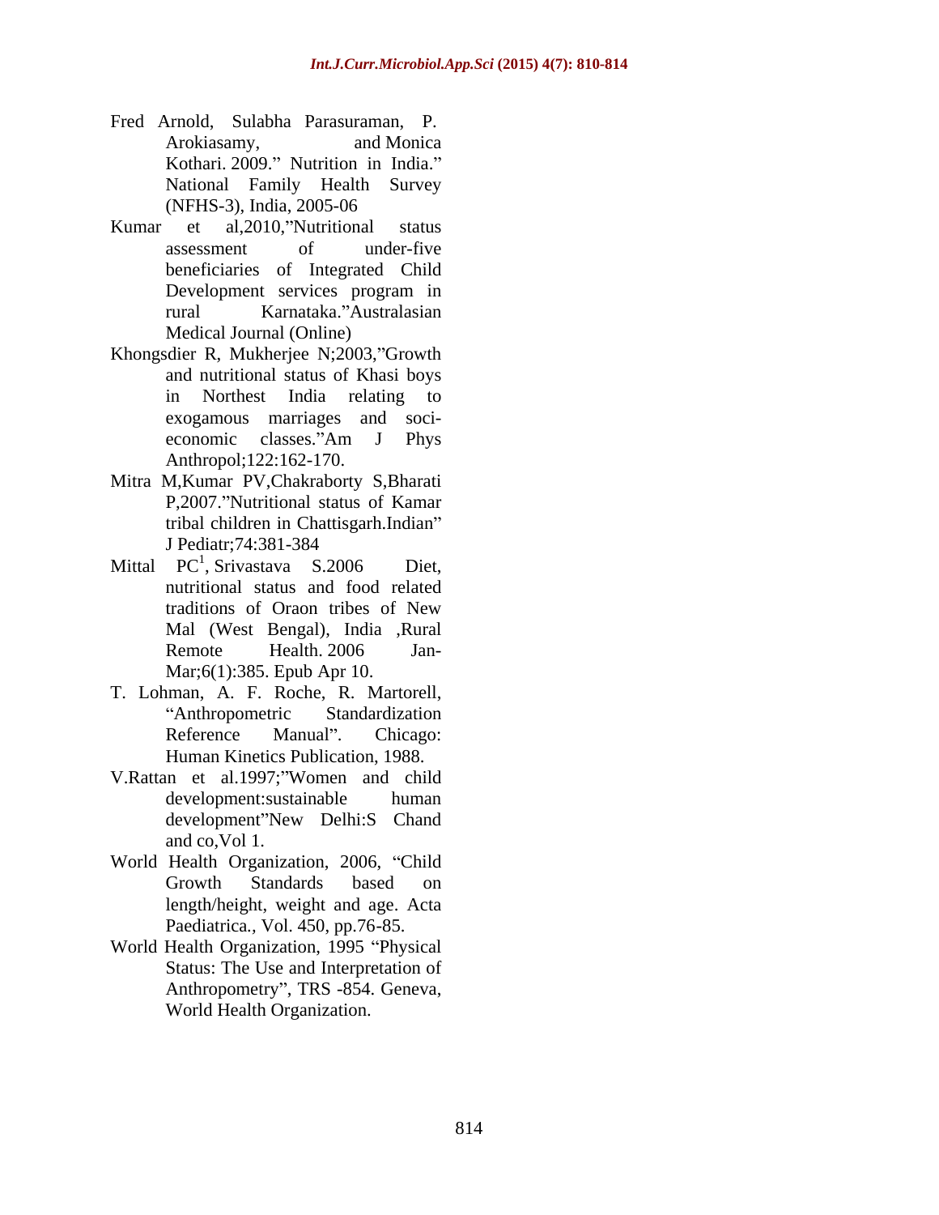Fred Arnold, Sulabha Parasuraman, P. Arokiasamy, and Monica Kothari. 2009." Nutrition in India." National Family Health Survey (NFHS-3), India, 2005-06

Kumar et al,2010,"Nutritional status assessment of under-five beneficiaries of Integrated Child Development services program in rural Karnataka."Australasian Medical Journal (Online)

Khongsdier R, Mukherjee N;2003,"Growth and nutritional status of Khasi boys in Northest India relating to exogamous marriages and soci-economic classes."Am J Phys Anthropol;122:162-170.

Mitra M,Kumar PV,Chakraborty S,Bharati P,2007."Nutritional status of Kamar tribal children in Chattisgarh.Indian" J Pediatr;74:381-384

Mittal PC[1], Srivastava S.2006 Diet, nutritional status and food related traditions of Oraon tribes of New Mal (West Bengal), India ,Rural Remote Health. 2006 Jan-Mar;6(1):385. Epub Apr 10.

T. Lohman, A. F. Roche, R. Martorell, "Anthropometric Standardization Reference Manual". Chicago: Human Kinetics Publication, 1988.

V.Rattan et al.1997;"Women and child development:sustainable human development"New Delhi:S Chand and co,Vol 1.

World Health Organization, 2006, "Child Growth Standards based on length/height, weight and age. Acta Paediatrica., Vol. 450, pp.76-85.

World Health Organization, 1995 "Physical Status: The Use and Interpretation of Anthropometry", TRS -854. Geneva, World Health Organization.